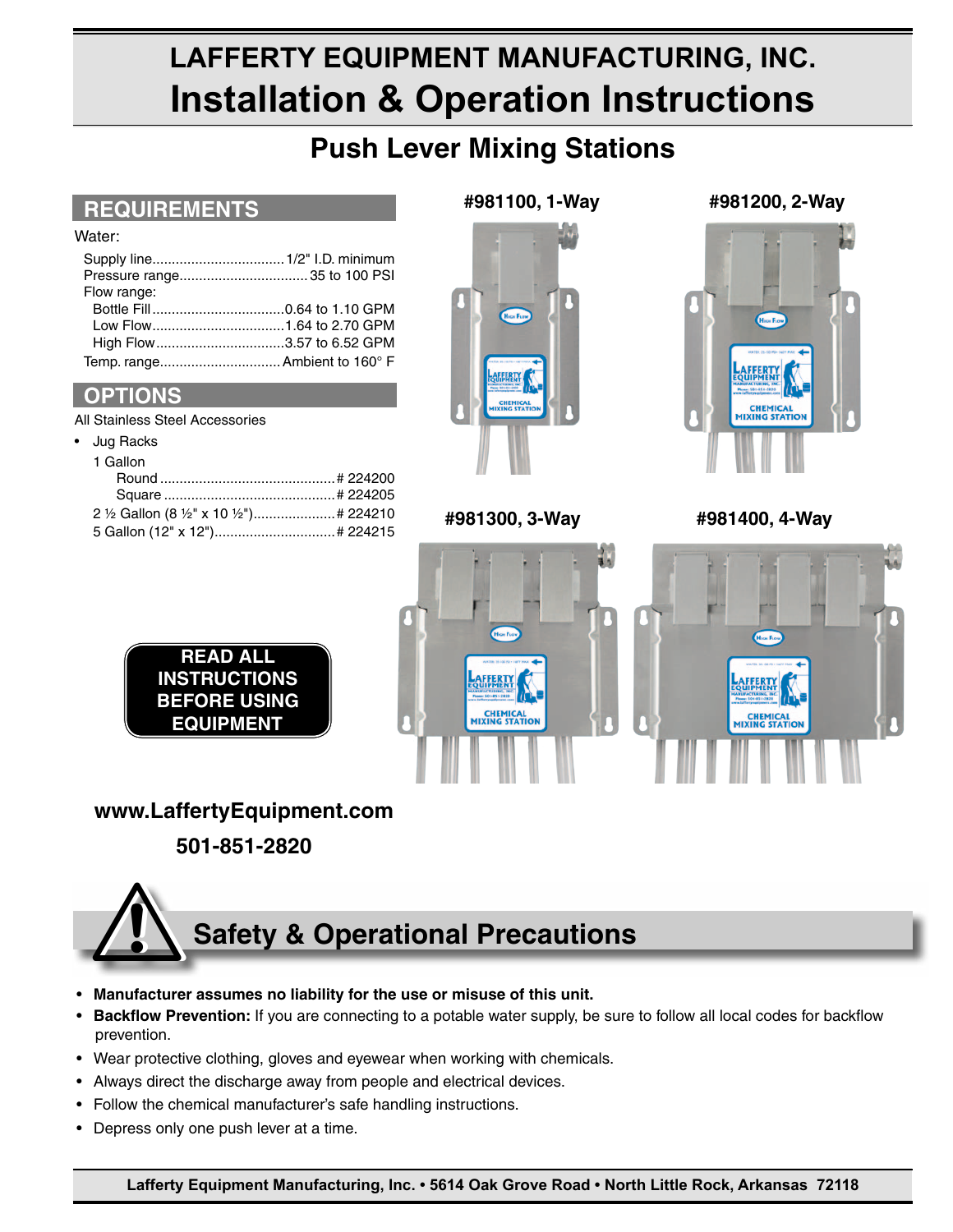# LAFFERTY EQUIPMENT MANUFACTURING, INC.

# Installation & Operation Instructions

## Push Lever Mixing Stations

## REQUIREMENTS

Water:

- Supply line....................................1/2" I.D. minimum
- Pressure range...................................35 to 100 PSI
- Flow range:
  - Bottle Fill..................................0.64 to 1.10 GPM
  - Low Flow....................................1.64 to 2.70 GPM
  - High Flow...................................3.57 to 6.52 GPM
- Temp. range..............................Ambient to 160° F

## OPTIONS

All Stainless Steel Accessories

- Jug Racks
  - 1 Gallon
    - Round .............................................# 224200
    - Square ............................................# 224205
  - 2 ½ Gallon (8 ½" x 10 ½")......................# 224210
  - 5 Gallon (12" x 12")...............................# 224215

**#981100, 1-Way**

**#981200, 2-Way**

**#981300, 3-Way**

**#981400, 4-Way**

**READ ALL INSTRUCTIONS BEFORE USING EQUIPMENT**

**www.LaffertyEquipment.com**

**501-851-2820**

## Safety & Operational Precautions

- **Manufacturer assumes no liability for the use or misuse of this unit.**
- **Backflow Prevention:** If you are connecting to a potable water supply, be sure to follow all local codes for backflow prevention.
- Wear protective clothing, gloves and eyewear when working with chemicals.
- Always direct the discharge away from people and electrical devices.
- Follow the chemical manufacturer's safe handling instructions.
- Depress only one push lever at a time.

**Lafferty Equipment Manufacturing, Inc. • 5614 Oak Grove Road • North Little Rock, Arkansas 72118**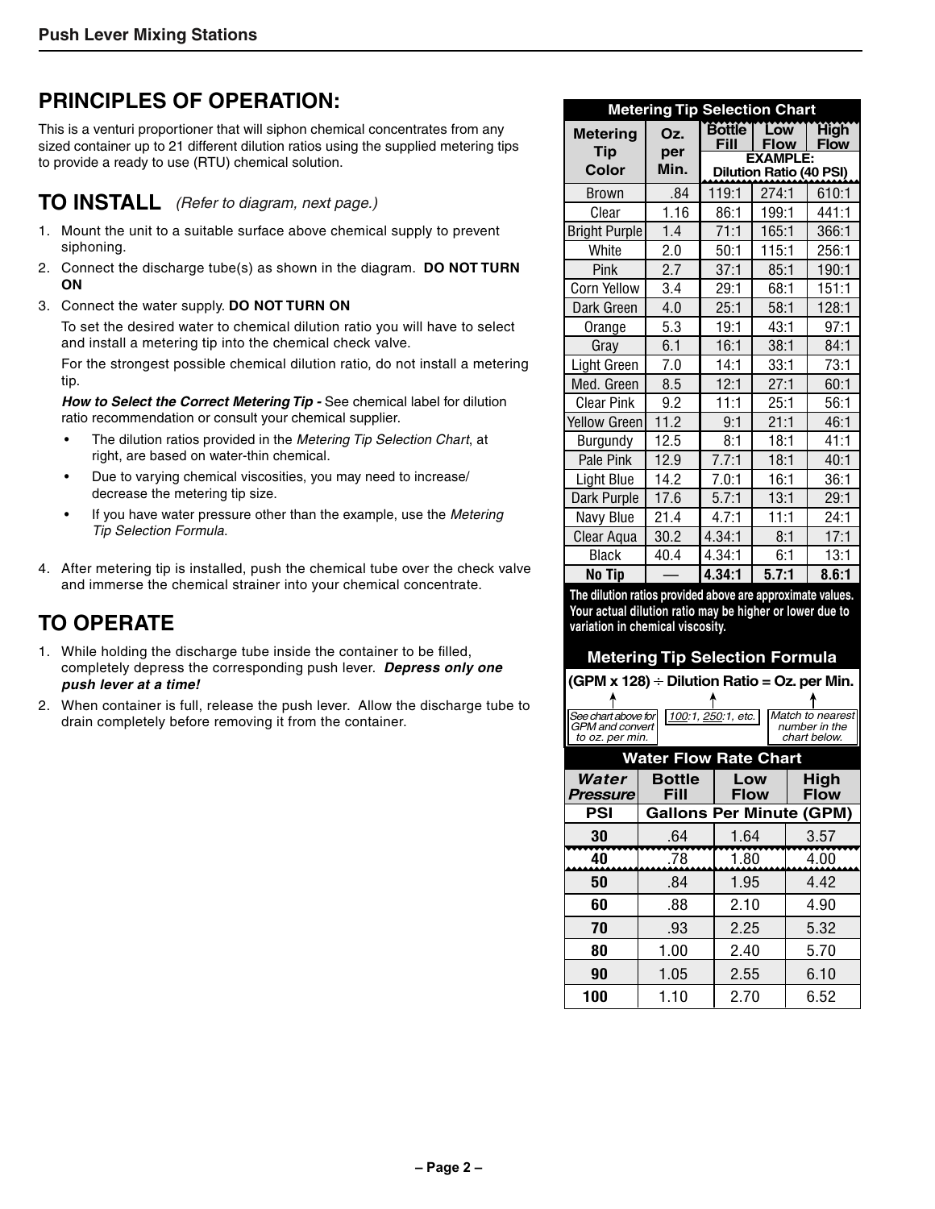## PRINCIPLES OF OPERATION:

This is a venturi proportioner that will siphon chemical concentrates from any sized container up to 21 different dilution ratios using the supplied metering tips to provide a ready to use (RTU) chemical solution.

## TO INSTALL *(Refer to diagram, next page.)*

1. Mount the unit to a suitable surface above chemical supply to prevent siphoning.
2. Connect the discharge tube(s) as shown in the diagram. **DO NOT TURN ON**
3. Connect the water supply. **DO NOT TURN ON**

   To set the desired water to chemical dilution ratio you will have to select and install a metering tip into the chemical check valve.

   For the strongest possible chemical dilution ratio, do not install a metering tip.

   ***How to Select the Correct Metering Tip -*** See chemical label for dilution ratio recommendation or consult your chemical supplier.

   - The dilution ratios provided in the *Metering Tip Selection Chart*, at right, are based on water-thin chemical.
   - Due to varying chemical viscosities, you may need to increase/decrease the metering tip size.
   - If you have water pressure other than the example, use the *Metering Tip Selection Formula.*

4. After metering tip is installed, push the chemical tube over the check valve and immerse the chemical strainer into your chemical concentrate.

## TO OPERATE

1. While holding the discharge tube inside the container to be filled, completely depress the corresponding push lever. ***Depress only one push lever at a time!***
2. When container is full, release the push lever. Allow the discharge tube to drain completely before removing it from the container.

### Metering Tip Selection Chart

| Metering Tip Color | Oz. per Min. | Bottle Fill | Low Flow | High Flow |
|---|---|---|---|---|
| | | EXAMPLE: Dilution Ratio (40 PSI) | | |
| Brown | .84 | 119:1 | 274:1 | 610:1 |
| Clear | 1.16 | 86:1 | 199:1 | 441:1 |
| Bright Purple | 1.4 | 71:1 | 165:1 | 366:1 |
| White | 2.0 | 50:1 | 115:1 | 256:1 |
| Pink | 2.7 | 37:1 | 85:1 | 190:1 |
| Corn Yellow | 3.4 | 29:1 | 68:1 | 151:1 |
| Dark Green | 4.0 | 25:1 | 58:1 | 128:1 |
| Orange | 5.3 | 19:1 | 43:1 | 97:1 |
| Gray | 6.1 | 16:1 | 38:1 | 84:1 |
| Light Green | 7.0 | 14:1 | 33:1 | 73:1 |
| Med. Green | 8.5 | 12:1 | 27:1 | 60:1 |
| Clear Pink | 9.2 | 11:1 | 25:1 | 56:1 |
| Yellow Green | 11.2 | 9:1 | 21:1 | 46:1 |
| Burgundy | 12.5 | 8:1 | 18:1 | 41:1 |
| Pale Pink | 12.9 | 7.7:1 | 18:1 | 40:1 |
| Light Blue | 14.2 | 7.0:1 | 16:1 | 36:1 |
| Dark Purple | 17.6 | 5.7:1 | 13:1 | 29:1 |
| Navy Blue | 21.4 | 4.7:1 | 11:1 | 24:1 |
| Clear Aqua | 30.2 | 4.34:1 | 8:1 | 17:1 |
| Black | 40.4 | 4.34:1 | 6:1 | 13:1 |
| **No Tip** | — | **4.34:1** | **5.7:1** | **8.6:1** |

**The dilution ratios provided above are approximate values. Your actual dilution ratio may be higher or lower due to variation in chemical viscosity.**

### Metering Tip Selection Formula

**(GPM x 128) ÷ Dilution Ratio = Oz. per Min.**

- GPM x 128: *See chart above for GPM and convert to oz. per min.*
- Dilution Ratio: *100:1, 250:1, etc.*
- Oz. per Min.: *Match to nearest number in the chart below.*

### Water Flow Rate Chart

| Water Pressure | Bottle Fill | Low Flow | High Flow |
|---|---|---|---|
| PSI | Gallons Per Minute (GPM) | | |
| **30** | .64 | 1.64 | 3.57 |
| **40** | .78 | 1.80 | 4.00 |
| **50** | .84 | 1.95 | 4.42 |
| **60** | .88 | 2.10 | 4.90 |
| **70** | .93 | 2.25 | 5.32 |
| **80** | 1.00 | 2.40 | 5.70 |
| **90** | 1.05 | 2.55 | 6.10 |
| **100** | 1.10 | 2.70 | 6.52 |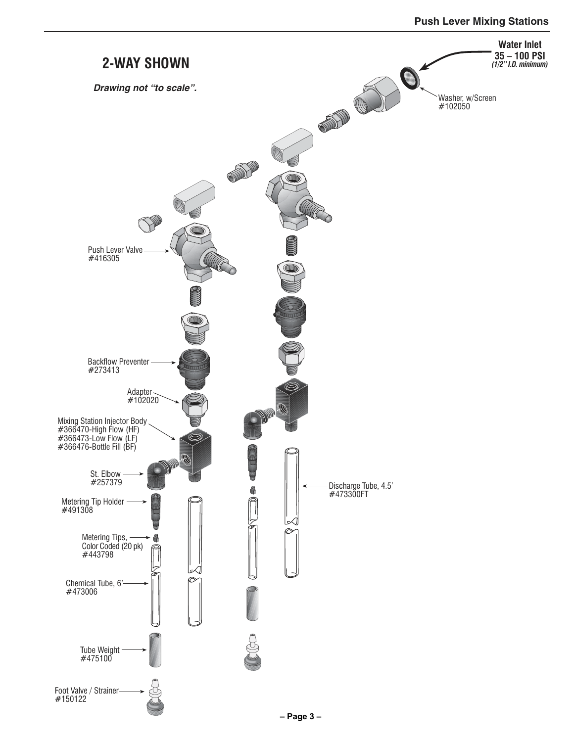## 2-WAY SHOWN

*Drawing not "to scale".*

**Water Inlet**
**35 – 100 PSI**
***(1/2" I.D. minimum)***

Washer, w/Screen
#102050

Push Lever Valve
#416305

Backflow Preventer
#273413

Adapter
#102020

Mixing Station Injector Body
#366470-High Flow (HF)
#366473-Low Flow (LF)
#366476-Bottle Fill (BF)

St. Elbow
#257379

Metering Tip Holder
#491308

Metering Tips,
Color Coded (20 pk)
#443798

Chemical Tube, 6'
#473006

Tube Weight
#475100

Foot Valve / Strainer
#150122

Discharge Tube, 4.5'
#473300FT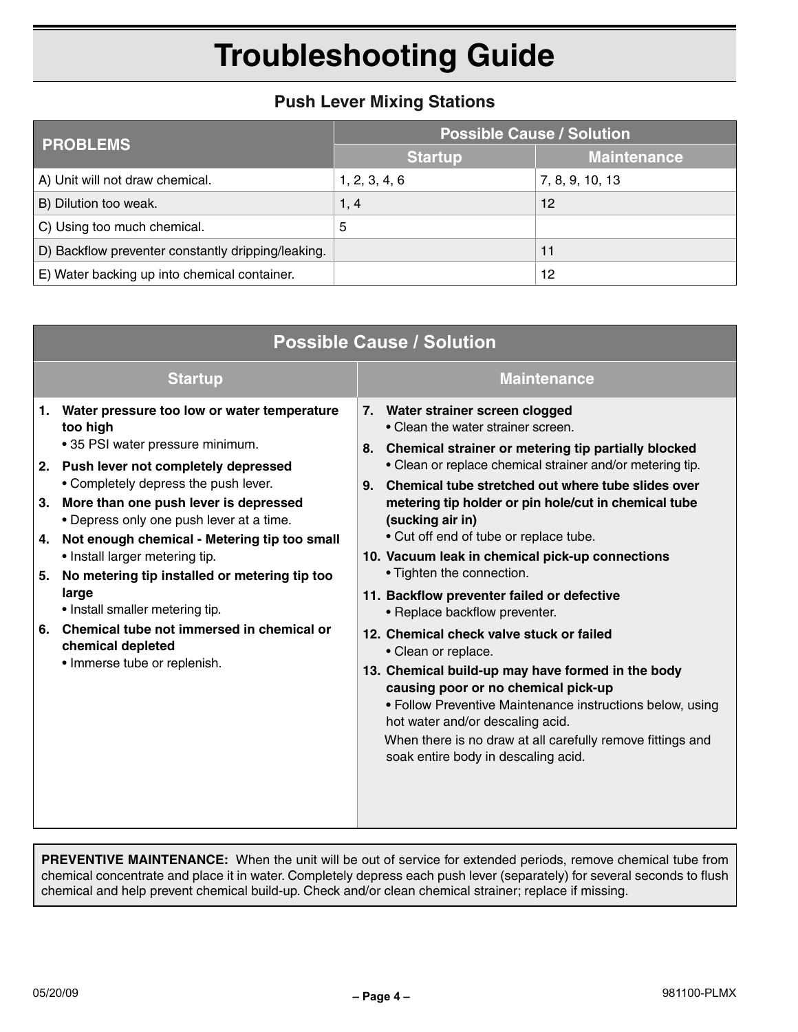# Troubleshooting Guide

## Push Lever Mixing Stations

| PROBLEMS | Possible Cause / Solution | |
|---|---|---|
| | Startup | Maintenance |
| A) Unit will not draw chemical. | 1, 2, 3, 4, 6 | 7, 8, 9, 10, 13 |
| B) Dilution too weak. | 1, 4 | 12 |
| C) Using too much chemical. | 5 | |
| D) Backflow preventer constantly dripping/leaking. | | 11 |
| E) Water backing up into chemical container. | | 12 |

## Possible Cause / Solution

### Startup

1. **Water pressure too low or water temperature too high**
   - 35 PSI water pressure minimum.
2. **Push lever not completely depressed**
   - Completely depress the push lever.
3. **More than one push lever is depressed**
   - Depress only one push lever at a time.
4. **Not enough chemical - Metering tip too small**
   - Install larger metering tip.
5. **No metering tip installed or metering tip too large**
   - Install smaller metering tip.
6. **Chemical tube not immersed in chemical or chemical depleted**
   - Immerse tube or replenish.

### Maintenance

7. **Water strainer screen clogged**
   - Clean the water strainer screen.
8. **Chemical strainer or metering tip partially blocked**
   - Clean or replace chemical strainer and/or metering tip.
9. **Chemical tube stretched out where tube slides over metering tip holder or pin hole/cut in chemical tube (sucking air in)**
   - Cut off end of tube or replace tube.
10. **Vacuum leak in chemical pick-up connections**
    - Tighten the connection.
11. **Backflow preventer failed or defective**
    - Replace backflow preventer.
12. **Chemical check valve stuck or failed**
    - Clean or replace.
13. **Chemical build-up may have formed in the body causing poor or no chemical pick-up**
    - Follow Preventive Maintenance instructions below, using hot water and/or descaling acid.

    When there is no draw at all carefully remove fittings and soak entire body in descaling acid.

**PREVENTIVE MAINTENANCE:** When the unit will be out of service for extended periods, remove chemical tube from chemical concentrate and place it in water. Completely depress each push lever (separately) for several seconds to flush chemical and help prevent chemical build-up. Check and/or clean chemical strainer; replace if missing.